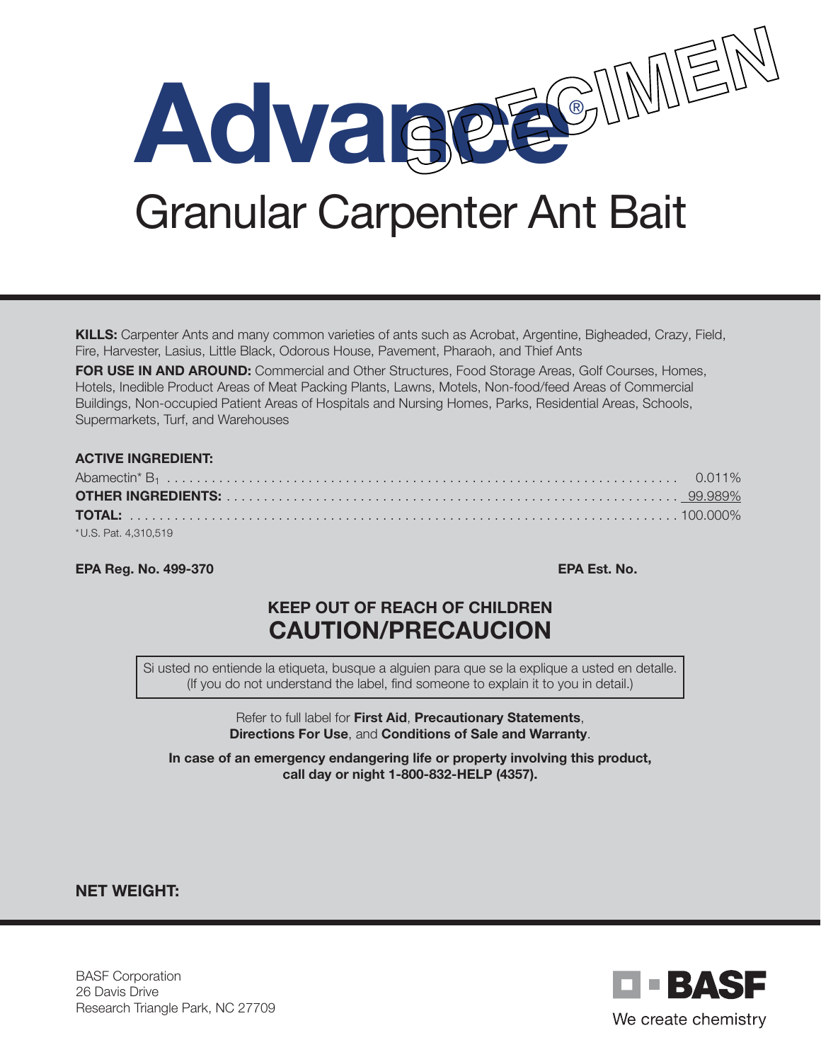# Advance®

## Granular Carpenter Ant Bait

SPECIMEN

**KILLS:** Carpenter Ants and many common varieties of ants such as Acrobat, Argentine, Bigheaded, Crazy, Field, Fire, Harvester, Lasius, Little Black, Odorous House, Pavement, Pharaoh, and Thief Ants

**FOR USE IN AND AROUND:** Commercial and Other Structures, Food Storage Areas, Golf Courses, Homes, Hotels, Inedible Product Areas of Meat Packing Plants, Lawns, Motels, Non-food/feed Areas of Commercial Buildings, Non-occupied Patient Areas of Hospitals and Nursing Homes, Parks, Residential Areas, Schools, Supermarkets, Turf, and Warehouses

**ACTIVE INGREDIENT:**

| | |
|---|---|
| Abamectin* $B_1$ | 0.011% |
| **OTHER INGREDIENTS:** | 99.989% |
| **TOTAL:** | 100.000% |

*U.S. Pat. 4,310,519

**EPA Reg. No. 499-370** **EPA Est. No.**

**KEEP OUT OF REACH OF CHILDREN**

**CAUTION/PRECAUCION**

Si usted no entiende la etiqueta, busque a alguien para que se la explique a usted en detalle. (If you do not understand the label, find someone to explain it to you in detail.)

Refer to full label for **First Aid**, **Precautionary Statements**, **Directions For Use**, and **Conditions of Sale and Warranty**.

**In case of an emergency endangering life or property involving this product, call day or night 1-800-832-HELP (4357).**

**NET WEIGHT:**

BASF Corporation
26 Davis Drive
Research Triangle Park, NC 27709

BASF
We create chemistry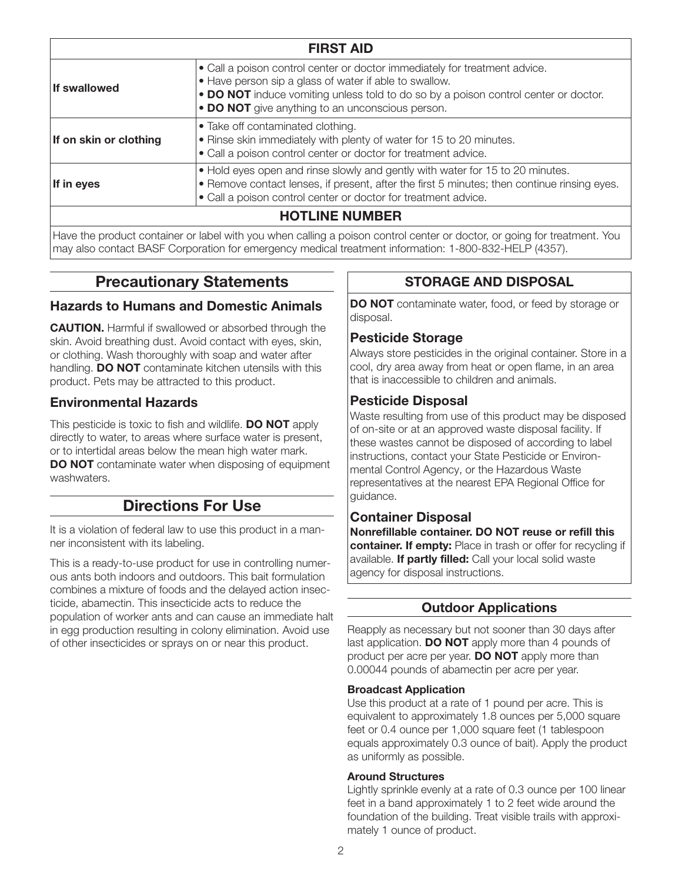| FIRST AID | |
|---|---|
| **If swallowed** | • Call a poison control center or doctor immediately for treatment advice.<br>• Have person sip a glass of water if able to swallow.<br>• **DO NOT** induce vomiting unless told to do so by a poison control center or doctor.<br>• **DO NOT** give anything to an unconscious person. |
| **If on skin or clothing** | • Take off contaminated clothing.<br>• Rinse skin immediately with plenty of water for 15 to 20 minutes.<br>• Call a poison control center or doctor for treatment advice. |
| **If in eyes** | • Hold eyes open and rinse slowly and gently with water for 15 to 20 minutes.<br>• Remove contact lenses, if present, after the first 5 minutes; then continue rinsing eyes.<br>• Call a poison control center or doctor for treatment advice. |
| **HOTLINE NUMBER** | |
| Have the product container or label with you when calling a poison control center or doctor, or going for treatment. You may also contact BASF Corporation for emergency medical treatment information: 1-800-832-HELP (4357). | |

## Precautionary Statements

### Hazards to Humans and Domestic Animals

**CAUTION.** Harmful if swallowed or absorbed through the skin. Avoid breathing dust. Avoid contact with eyes, skin, or clothing. Wash thoroughly with soap and water after handling. **DO NOT** contaminate kitchen utensils with this product. Pets may be attracted to this product.

### Environmental Hazards

This pesticide is toxic to fish and wildlife. **DO NOT** apply directly to water, to areas where surface water is present, or to intertidal areas below the mean high water mark. **DO NOT** contaminate water when disposing of equipment washwaters.

## Directions For Use

It is a violation of federal law to use this product in a manner inconsistent with its labeling.

This is a ready-to-use product for use in controlling numerous ants both indoors and outdoors. This bait formulation combines a mixture of foods and the delayed action insecticide, abamectin. This insecticide acts to reduce the population of worker ants and can cause an immediate halt in egg production resulting in colony elimination. Avoid use of other insecticides or sprays on or near this product.

## STORAGE AND DISPOSAL

**DO NOT** contaminate water, food, or feed by storage or disposal.

### Pesticide Storage

Always store pesticides in the original container. Store in a cool, dry area away from heat or open flame, in an area that is inaccessible to children and animals.

### Pesticide Disposal

Waste resulting from use of this product may be disposed of on-site or at an approved waste disposal facility. If these wastes cannot be disposed of according to label instructions, contact your State Pesticide or Environmental Control Agency, or the Hazardous Waste representatives at the nearest EPA Regional Office for guidance.

### Container Disposal

**Nonrefillable container. DO NOT reuse or refill this container. If empty:** Place in trash or offer for recycling if available. **If partly filled:** Call your local solid waste agency for disposal instructions.

## Outdoor Applications

Reapply as necessary but not sooner than 30 days after last application. **DO NOT** apply more than 4 pounds of product per acre per year. **DO NOT** apply more than 0.00044 pounds of abamectin per acre per year.

#### Broadcast Application

Use this product at a rate of 1 pound per acre. This is equivalent to approximately 1.8 ounces per 5,000 square feet or 0.4 ounce per 1,000 square feet (1 tablespoon equals approximately 0.3 ounce of bait). Apply the product as uniformly as possible.

#### Around Structures

Lightly sprinkle evenly at a rate of 0.3 ounce per 100 linear feet in a band approximately 1 to 2 feet wide around the foundation of the building. Treat visible trails with approximately 1 ounce of product.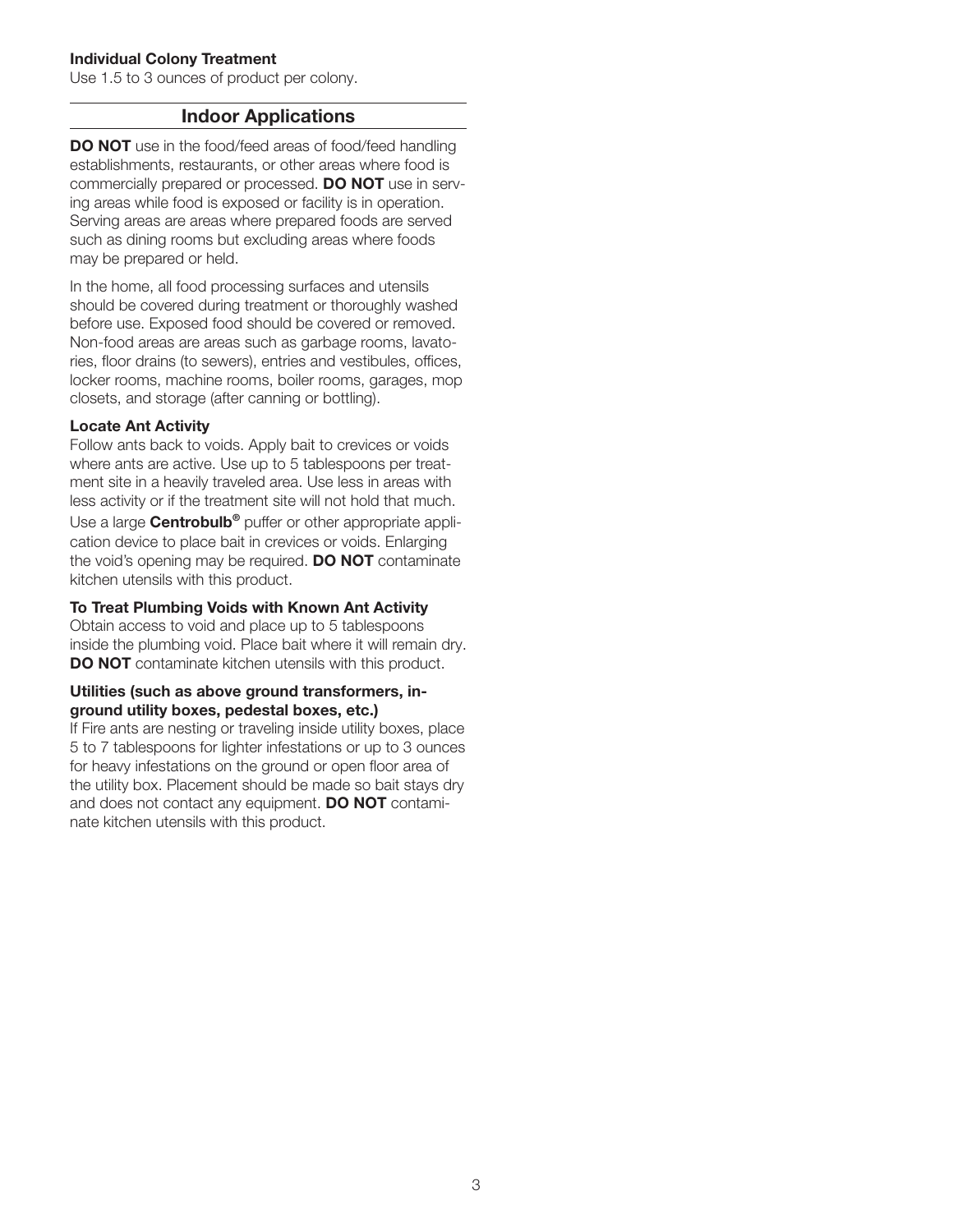**Individual Colony Treatment**

Use 1.5 to 3 ounces of product per colony.

## Indoor Applications

**DO NOT** use in the food/feed areas of food/feed handling establishments, restaurants, or other areas where food is commercially prepared or processed. **DO NOT** use in serving areas while food is exposed or facility is in operation. Serving areas are areas where prepared foods are served such as dining rooms but excluding areas where foods may be prepared or held.

In the home, all food processing surfaces and utensils should be covered during treatment or thoroughly washed before use. Exposed food should be covered or removed. Non-food areas are areas such as garbage rooms, lavatories, floor drains (to sewers), entries and vestibules, offices, locker rooms, machine rooms, boiler rooms, garages, mop closets, and storage (after canning or bottling).

**Locate Ant Activity**

Follow ants back to voids. Apply bait to crevices or voids where ants are active. Use up to 5 tablespoons per treatment site in a heavily traveled area. Use less in areas with less activity or if the treatment site will not hold that much.

Use a large **Centrobulb®** puffer or other appropriate application device to place bait in crevices or voids. Enlarging the void's opening may be required. **DO NOT** contaminate kitchen utensils with this product.

**To Treat Plumbing Voids with Known Ant Activity**

Obtain access to void and place up to 5 tablespoons inside the plumbing void. Place bait where it will remain dry. **DO NOT** contaminate kitchen utensils with this product.

**Utilities (such as above ground transformers, in-ground utility boxes, pedestal boxes, etc.)**

If Fire ants are nesting or traveling inside utility boxes, place 5 to 7 tablespoons for lighter infestations or up to 3 ounces for heavy infestations on the ground or open floor area of the utility box. Placement should be made so bait stays dry and does not contact any equipment. **DO NOT** contaminate kitchen utensils with this product.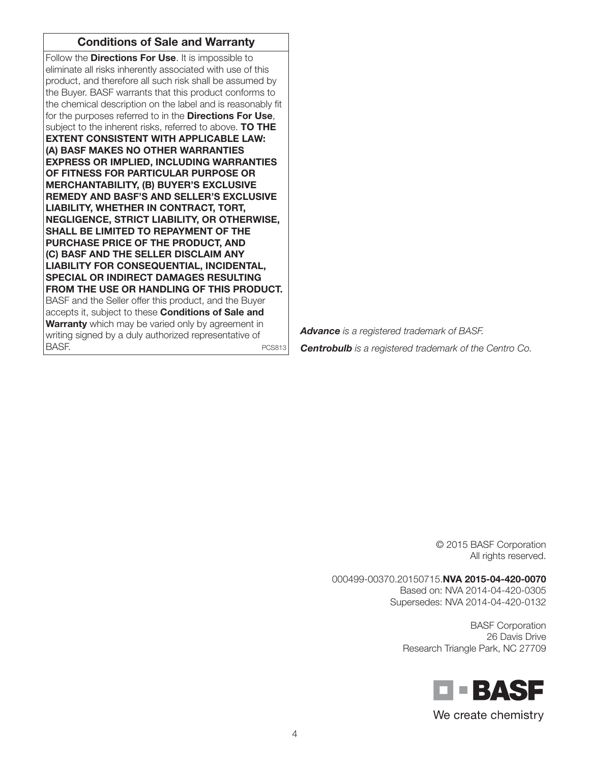## Conditions of Sale and Warranty

Follow the **Directions For Use**. It is impossible to eliminate all risks inherently associated with use of this product, and therefore all such risk shall be assumed by the Buyer. BASF warrants that this product conforms to the chemical description on the label and is reasonably fit for the purposes referred to in the **Directions For Use**, subject to the inherent risks, referred to above. **TO THE EXTENT CONSISTENT WITH APPLICABLE LAW: (A) BASF MAKES NO OTHER WARRANTIES EXPRESS OR IMPLIED, INCLUDING WARRANTIES OF FITNESS FOR PARTICULAR PURPOSE OR MERCHANTABILITY, (B) BUYER'S EXCLUSIVE REMEDY AND BASF'S AND SELLER'S EXCLUSIVE LIABILITY, WHETHER IN CONTRACT, TORT, NEGLIGENCE, STRICT LIABILITY, OR OTHERWISE, SHALL BE LIMITED TO REPAYMENT OF THE PURCHASE PRICE OF THE PRODUCT, AND (C) BASF AND THE SELLER DISCLAIM ANY LIABILITY FOR CONSEQUENTIAL, INCIDENTAL, SPECIAL OR INDIRECT DAMAGES RESULTING FROM THE USE OR HANDLING OF THIS PRODUCT.** BASF and the Seller offer this product, and the Buyer accepts it, subject to these **Conditions of Sale and Warranty** which may be varied only by agreement in writing signed by a duly authorized representative of BASF. PCS813

***Advance*** *is a registered trademark of BASF.*

***Centrobulb*** *is a registered trademark of the Centro Co.*

© 2015 BASF Corporation
All rights reserved.

000499-00370.20150715.**NVA 2015-04-420-0070**
Based on: NVA 2014-04-420-0305
Supersedes: NVA 2014-04-420-0132

BASF Corporation
26 Davis Drive
Research Triangle Park, NC 27709

BASF
We create chemistry